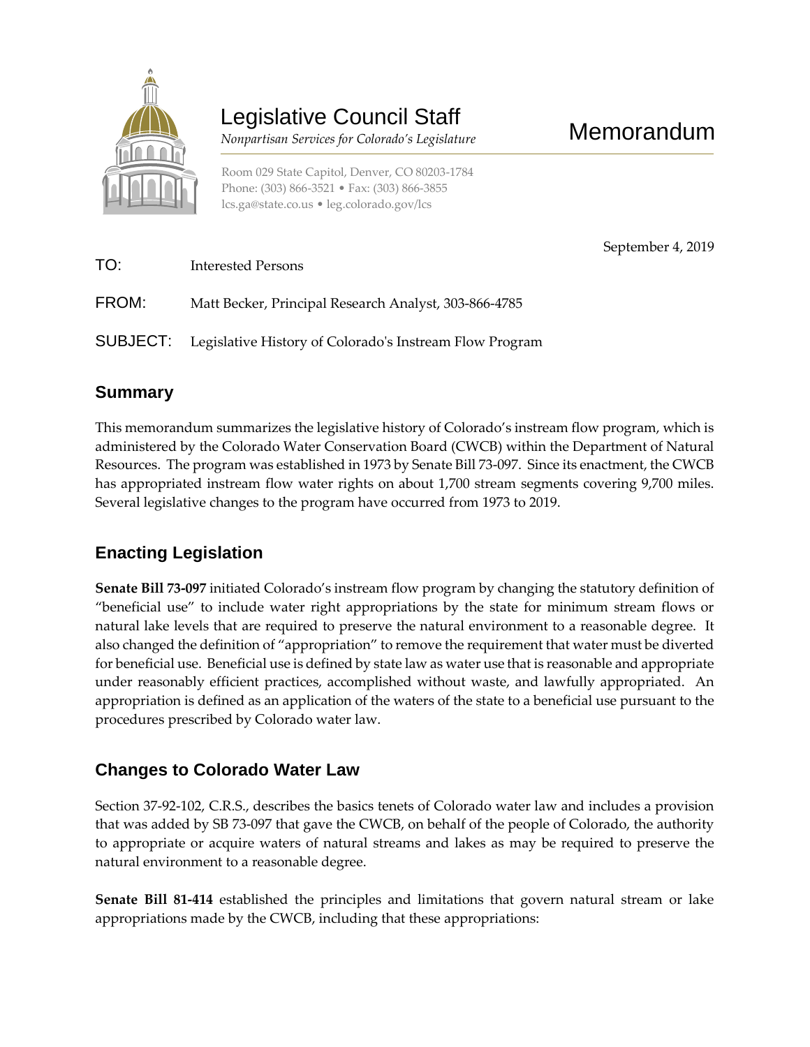# Legislative Council Staff

*Nonpartisan Services for Colorado's Legislature*

# Memorandum

Room 029 State Capitol, Denver, CO 80203-1784
Phone: (303) 866-3521 • Fax: (303) 866-3855
lcs.ga@state.co.us • leg.colorado.gov/lcs

September 4, 2019

TO: Interested Persons

FROM: Matt Becker, Principal Research Analyst, 303-866-4785

SUBJECT: Legislative History of Colorado's Instream Flow Program

## Summary

This memorandum summarizes the legislative history of Colorado's instream flow program, which is administered by the Colorado Water Conservation Board (CWCB) within the Department of Natural Resources. The program was established in 1973 by Senate Bill 73-097. Since its enactment, the CWCB has appropriated instream flow water rights on about 1,700 stream segments covering 9,700 miles. Several legislative changes to the program have occurred from 1973 to 2019.

## Enacting Legislation

**Senate Bill 73-097** initiated Colorado's instream flow program by changing the statutory definition of "beneficial use" to include water right appropriations by the state for minimum stream flows or natural lake levels that are required to preserve the natural environment to a reasonable degree. It also changed the definition of "appropriation" to remove the requirement that water must be diverted for beneficial use. Beneficial use is defined by state law as water use that is reasonable and appropriate under reasonably efficient practices, accomplished without waste, and lawfully appropriated. An appropriation is defined as an application of the waters of the state to a beneficial use pursuant to the procedures prescribed by Colorado water law.

## Changes to Colorado Water Law

Section 37-92-102, C.R.S., describes the basics tenets of Colorado water law and includes a provision that was added by SB 73-097 that gave the CWCB, on behalf of the people of Colorado, the authority to appropriate or acquire waters of natural streams and lakes as may be required to preserve the natural environment to a reasonable degree.

**Senate Bill 81-414** established the principles and limitations that govern natural stream or lake appropriations made by the CWCB, including that these appropriations: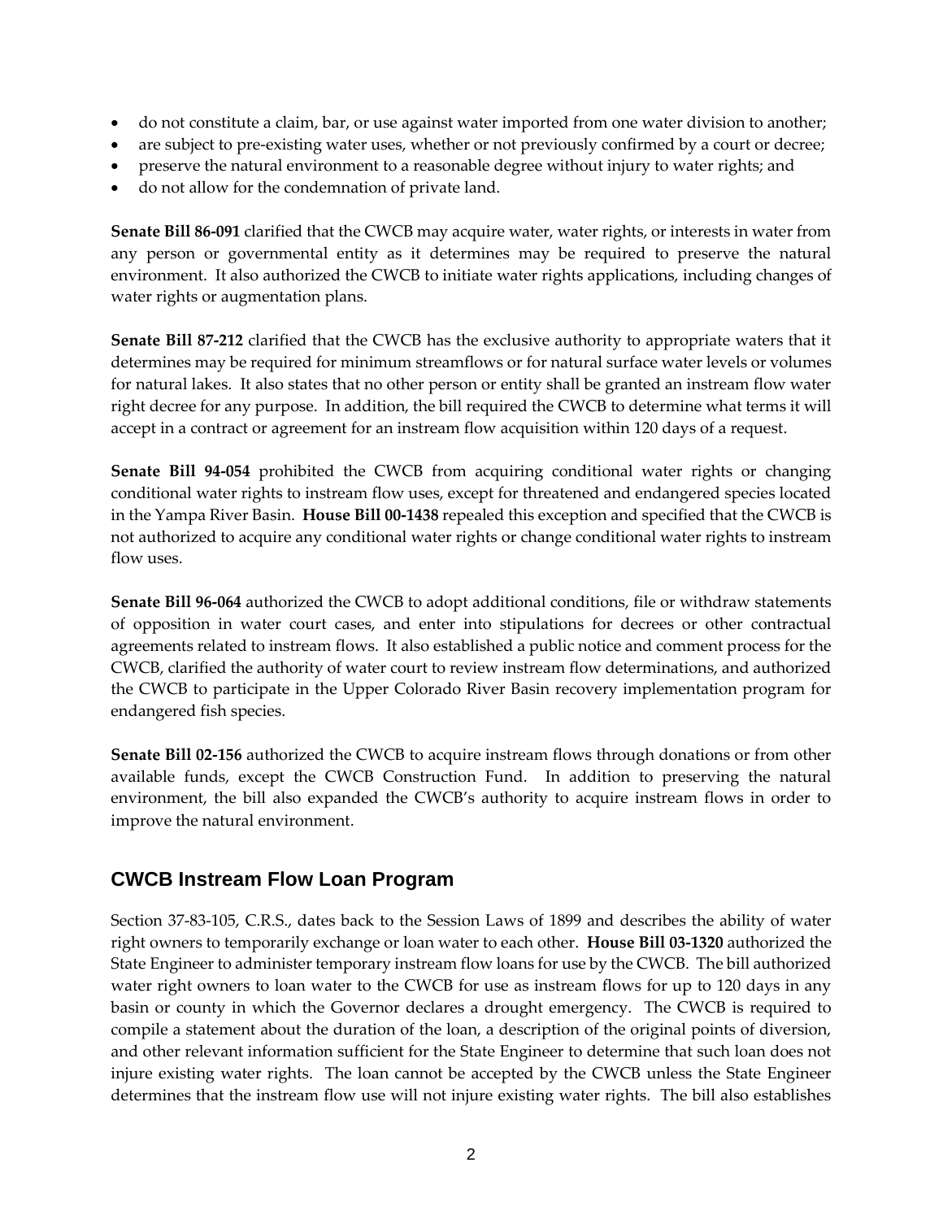- do not constitute a claim, bar, or use against water imported from one water division to another;
- are subject to pre-existing water uses, whether or not previously confirmed by a court or decree;
- preserve the natural environment to a reasonable degree without injury to water rights; and
- do not allow for the condemnation of private land.

**Senate Bill 86-091** clarified that the CWCB may acquire water, water rights, or interests in water from any person or governmental entity as it determines may be required to preserve the natural environment. It also authorized the CWCB to initiate water rights applications, including changes of water rights or augmentation plans.

**Senate Bill 87-212** clarified that the CWCB has the exclusive authority to appropriate waters that it determines may be required for minimum streamflows or for natural surface water levels or volumes for natural lakes. It also states that no other person or entity shall be granted an instream flow water right decree for any purpose. In addition, the bill required the CWCB to determine what terms it will accept in a contract or agreement for an instream flow acquisition within 120 days of a request.

**Senate Bill 94-054** prohibited the CWCB from acquiring conditional water rights or changing conditional water rights to instream flow uses, except for threatened and endangered species located in the Yampa River Basin. **House Bill 00-1438** repealed this exception and specified that the CWCB is not authorized to acquire any conditional water rights or change conditional water rights to instream flow uses.

**Senate Bill 96-064** authorized the CWCB to adopt additional conditions, file or withdraw statements of opposition in water court cases, and enter into stipulations for decrees or other contractual agreements related to instream flows. It also established a public notice and comment process for the CWCB, clarified the authority of water court to review instream flow determinations, and authorized the CWCB to participate in the Upper Colorado River Basin recovery implementation program for endangered fish species.

**Senate Bill 02-156** authorized the CWCB to acquire instream flows through donations or from other available funds, except the CWCB Construction Fund. In addition to preserving the natural environment, the bill also expanded the CWCB's authority to acquire instream flows in order to improve the natural environment.

## CWCB Instream Flow Loan Program

Section 37-83-105, C.R.S., dates back to the Session Laws of 1899 and describes the ability of water right owners to temporarily exchange or loan water to each other. **House Bill 03-1320** authorized the State Engineer to administer temporary instream flow loans for use by the CWCB. The bill authorized water right owners to loan water to the CWCB for use as instream flows for up to 120 days in any basin or county in which the Governor declares a drought emergency. The CWCB is required to compile a statement about the duration of the loan, a description of the original points of diversion, and other relevant information sufficient for the State Engineer to determine that such loan does not injure existing water rights. The loan cannot be accepted by the CWCB unless the State Engineer determines that the instream flow use will not injure existing water rights. The bill also establishes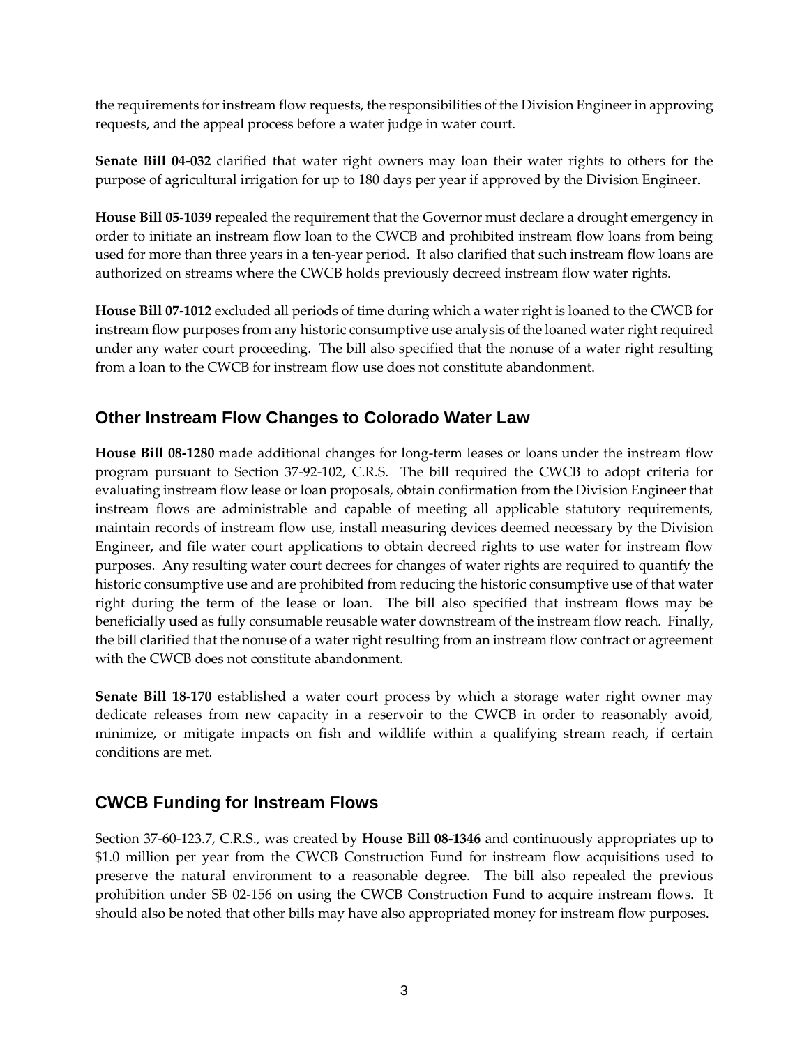the requirements for instream flow requests, the responsibilities of the Division Engineer in approving requests, and the appeal process before a water judge in water court.

**Senate Bill 04-032** clarified that water right owners may loan their water rights to others for the purpose of agricultural irrigation for up to 180 days per year if approved by the Division Engineer.

**House Bill 05-1039** repealed the requirement that the Governor must declare a drought emergency in order to initiate an instream flow loan to the CWCB and prohibited instream flow loans from being used for more than three years in a ten-year period. It also clarified that such instream flow loans are authorized on streams where the CWCB holds previously decreed instream flow water rights.

**House Bill 07-1012** excluded all periods of time during which a water right is loaned to the CWCB for instream flow purposes from any historic consumptive use analysis of the loaned water right required under any water court proceeding. The bill also specified that the nonuse of a water right resulting from a loan to the CWCB for instream flow use does not constitute abandonment.

## Other Instream Flow Changes to Colorado Water Law

**House Bill 08-1280** made additional changes for long-term leases or loans under the instream flow program pursuant to Section 37-92-102, C.R.S. The bill required the CWCB to adopt criteria for evaluating instream flow lease or loan proposals, obtain confirmation from the Division Engineer that instream flows are administrable and capable of meeting all applicable statutory requirements, maintain records of instream flow use, install measuring devices deemed necessary by the Division Engineer, and file water court applications to obtain decreed rights to use water for instream flow purposes. Any resulting water court decrees for changes of water rights are required to quantify the historic consumptive use and are prohibited from reducing the historic consumptive use of that water right during the term of the lease or loan. The bill also specified that instream flows may be beneficially used as fully consumable reusable water downstream of the instream flow reach. Finally, the bill clarified that the nonuse of a water right resulting from an instream flow contract or agreement with the CWCB does not constitute abandonment.

**Senate Bill 18-170** established a water court process by which a storage water right owner may dedicate releases from new capacity in a reservoir to the CWCB in order to reasonably avoid, minimize, or mitigate impacts on fish and wildlife within a qualifying stream reach, if certain conditions are met.

## CWCB Funding for Instream Flows

Section 37-60-123.7, C.R.S., was created by **House Bill 08-1346** and continuously appropriates up to $1.0 million per year from the CWCB Construction Fund for instream flow acquisitions used to preserve the natural environment to a reasonable degree. The bill also repealed the previous prohibition under SB 02-156 on using the CWCB Construction Fund to acquire instream flows. It should also be noted that other bills may have also appropriated money for instream flow purposes.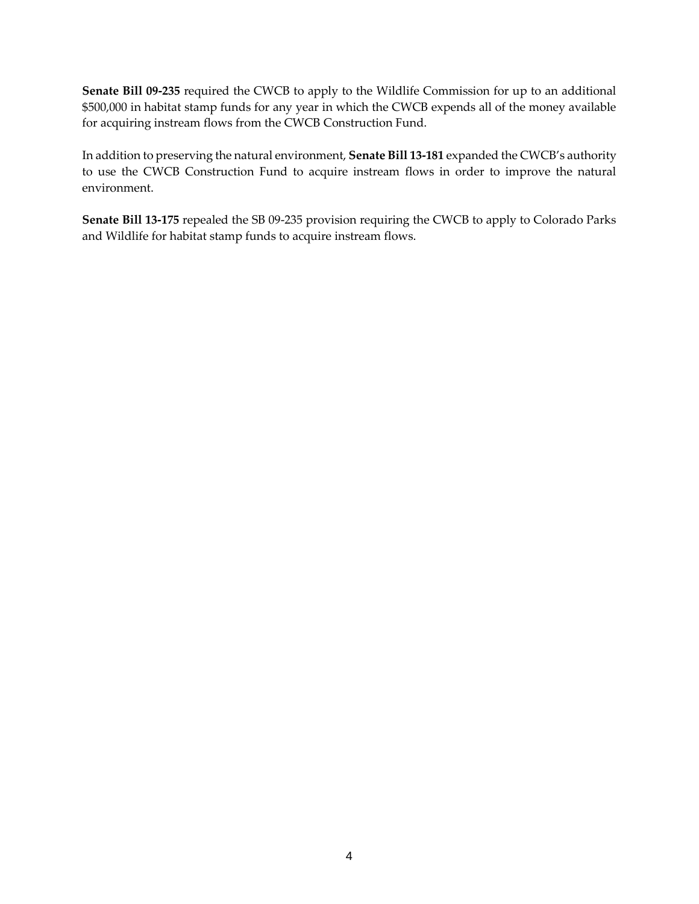**Senate Bill 09-235** required the CWCB to apply to the Wildlife Commission for up to an additional $500,000 in habitat stamp funds for any year in which the CWCB expends all of the money available for acquiring instream flows from the CWCB Construction Fund.

In addition to preserving the natural environment, **Senate Bill 13-181** expanded the CWCB's authority to use the CWCB Construction Fund to acquire instream flows in order to improve the natural environment.

**Senate Bill 13-175** repealed the SB 09-235 provision requiring the CWCB to apply to Colorado Parks and Wildlife for habitat stamp funds to acquire instream flows.